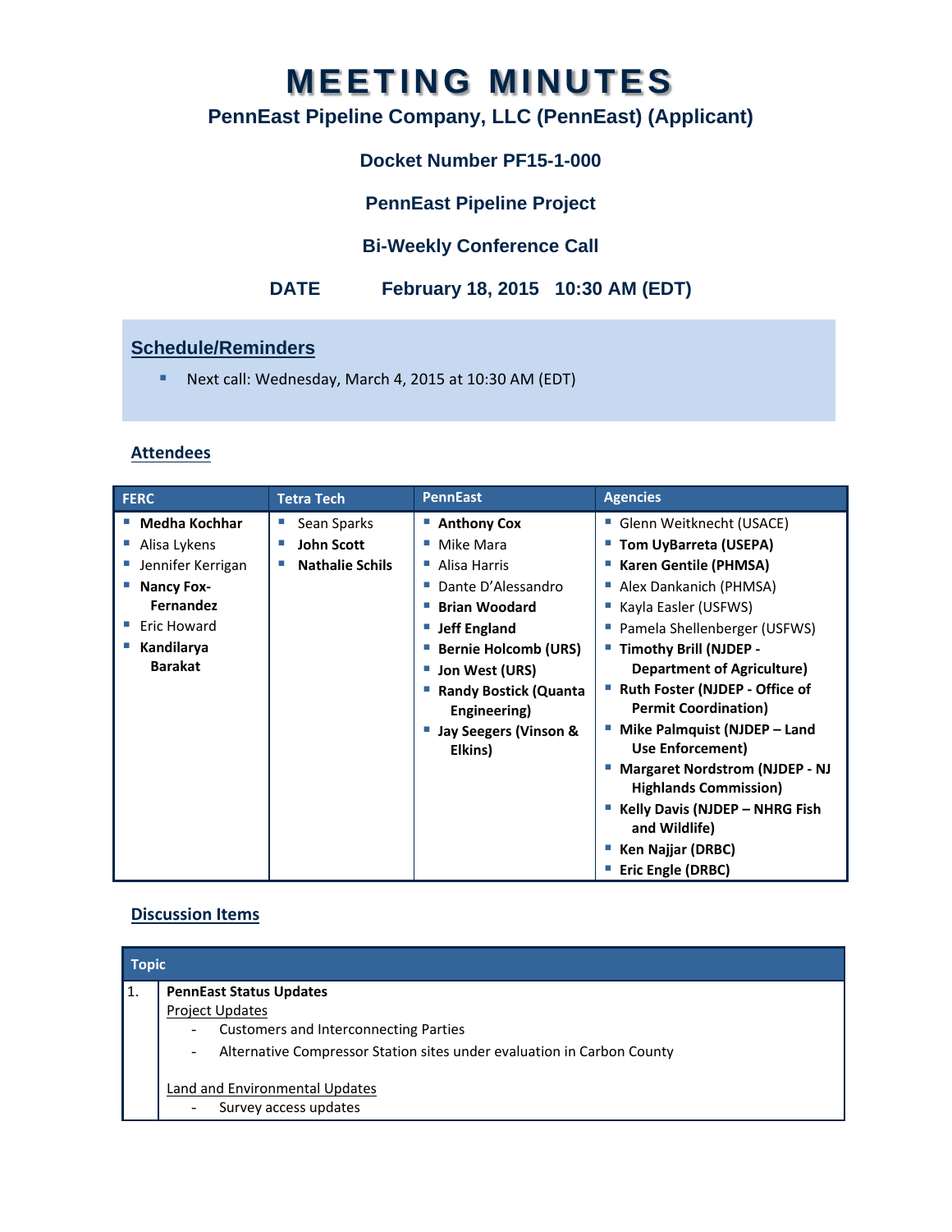# MEETING MINUTES

## PennEast Pipeline Company, LLC (PennEast) (Applicant)

### Docket Number PF15-1-000

### PennEast Pipeline Project

### Bi-Weekly Conference Call

**DATE** **February 18, 2015 10:30 AM (EDT)**

## Schedule/Reminders

- Next call: Wednesday, March 4, 2015 at 10:30 AM (EDT)

## Attendees

| FERC | Tetra Tech | PennEast | Agencies |
|---|---|---|---|
| **Medha Kochhar** | Sean Sparks | **Anthony Cox** | Glenn Weitknecht (USACE) |
| Alisa Lykens | **John Scott** | Mike Mara | **Tom UyBarreta (USEPA)** |
| Jennifer Kerrigan | **Nathalie Schils** | Alisa Harris | **Karen Gentile (PHMSA)** |
| **Nancy Fox-Fernandez** | | Dante D'Alessandro | Alex Dankanich (PHMSA) |
| Eric Howard | | **Brian Woodard** | Kayla Easler (USFWS) |
| **Kandilarya Barakat** | | **Jeff England** | Pamela Shellenberger (USFWS) |
| | | **Bernie Holcomb (URS)** | **Timothy Brill (NJDEP - Department of Agriculture)** |
| | | **Jon West (URS)** | **Ruth Foster (NJDEP - Office of Permit Coordination)** |
| | | **Randy Bostick (Quanta Engineering)** | **Mike Palmquist (NJDEP – Land Use Enforcement)** |
| | | **Jay Seegers (Vinson & Elkins)** | **Margaret Nordstrom (NJDEP - NJ Highlands Commission)** |
| | | | **Kelly Davis (NJDEP – NHRG Fish and Wildlife)** |
| | | | **Ken Najjar (DRBC)** |
| | | | **Eric Engle (DRBC)** |

## Discussion Items

| | Topic |
|---|---|
| 1. | **PennEast Status Updates**<br>Project Updates<br>- Customers and Interconnecting Parties<br>- Alternative Compressor Station sites under evaluation in Carbon County<br><br>Land and Environmental Updates<br>- Survey access updates |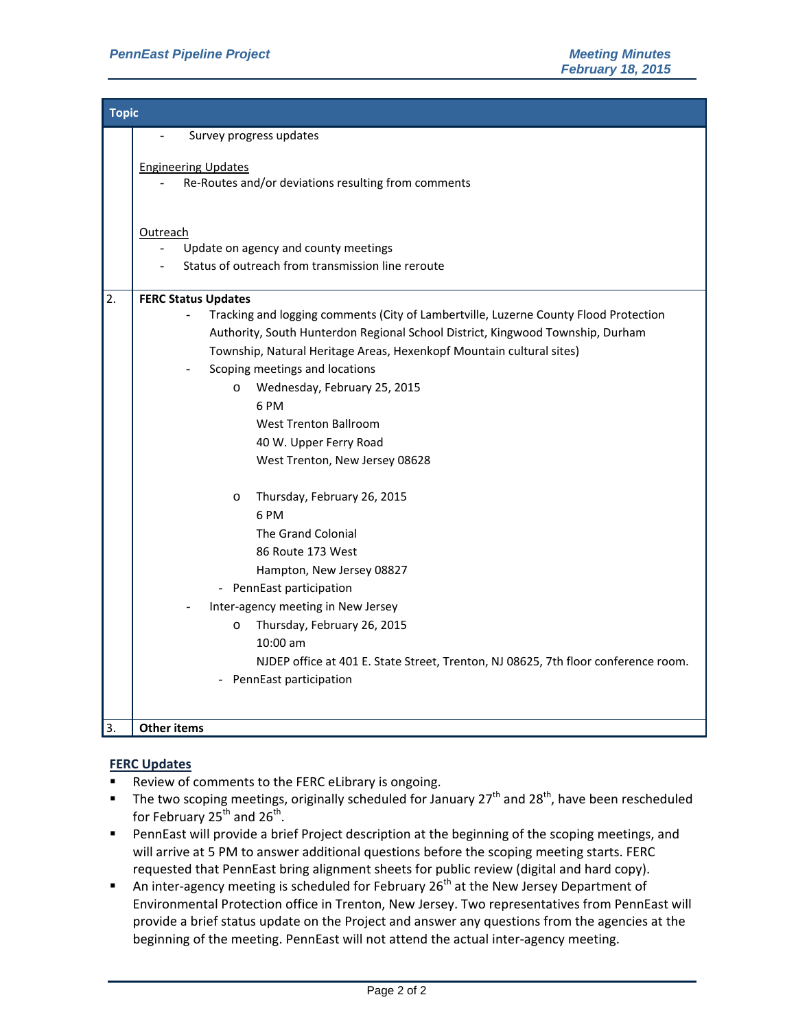| Topic | |
|---|---|
| | - Survey progress updates<br><br>Engineering Updates<br>- Re-Routes and/or deviations resulting from comments<br><br>Outreach<br>- Update on agency and county meetings<br>- Status of outreach from transmission line reroute |
| 2. | **FERC Status Updates**<br>- Tracking and logging comments (City of Lambertville, Luzerne County Flood Protection Authority, South Hunterdon Regional School District, Kingwood Township, Durham Township, Natural Heritage Areas, Hexenkopf Mountain cultural sites)<br>- Scoping meetings and locations<br>o Wednesday, February 25, 2015<br>6 PM<br>West Trenton Ballroom<br>40 W. Upper Ferry Road<br>West Trenton, New Jersey 08628<br><br>o Thursday, February 26, 2015<br>6 PM<br>The Grand Colonial<br>86 Route 173 West<br>Hampton, New Jersey 08827<br>- PennEast participation<br>- Inter-agency meeting in New Jersey<br>o Thursday, February 26, 2015<br>10:00 am<br>NJDEP office at 401 E. State Street, Trenton, NJ 08625, 7th floor conference room.<br>- PennEast participation |
| 3. | **Other items** |

## FERC Updates

- Review of comments to the FERC eLibrary is ongoing.
- The two scoping meetings, originally scheduled for January 27th and 28th, have been rescheduled for February 25th and 26th.
- PennEast will provide a brief Project description at the beginning of the scoping meetings, and will arrive at 5 PM to answer additional questions before the scoping meeting starts. FERC requested that PennEast bring alignment sheets for public review (digital and hard copy).
- An inter-agency meeting is scheduled for February 26th at the New Jersey Department of Environmental Protection office in Trenton, New Jersey. Two representatives from PennEast will provide a brief status update on the Project and answer any questions from the agencies at the beginning of the meeting. PennEast will not attend the actual inter-agency meeting.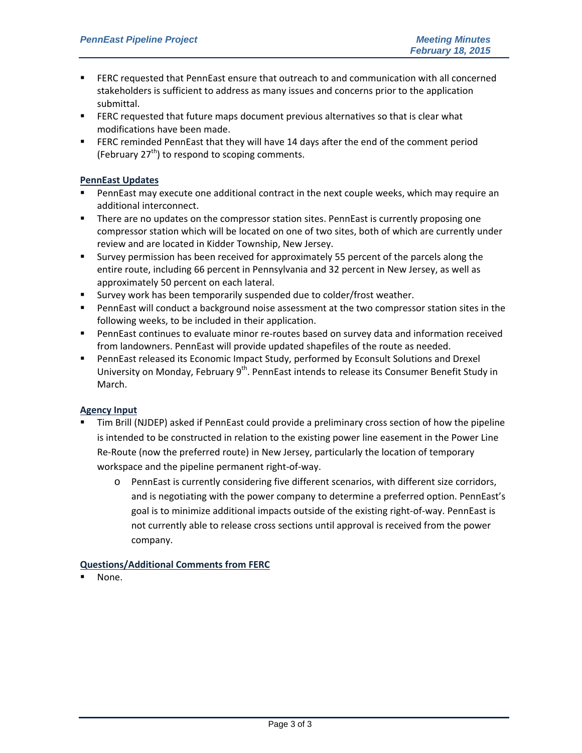- FERC requested that PennEast ensure that outreach to and communication with all concerned stakeholders is sufficient to address as many issues and concerns prior to the application submittal.
- FERC requested that future maps document previous alternatives so that is clear what modifications have been made.
- FERC reminded PennEast that they will have 14 days after the end of the comment period (February 27th) to respond to scoping comments.

**PennEast Updates**

- PennEast may execute one additional contract in the next couple weeks, which may require an additional interconnect.
- There are no updates on the compressor station sites. PennEast is currently proposing one compressor station which will be located on one of two sites, both of which are currently under review and are located in Kidder Township, New Jersey.
- Survey permission has been received for approximately 55 percent of the parcels along the entire route, including 66 percent in Pennsylvania and 32 percent in New Jersey, as well as approximately 50 percent on each lateral.
- Survey work has been temporarily suspended due to colder/frost weather.
- PennEast will conduct a background noise assessment at the two compressor station sites in the following weeks, to be included in their application.
- PennEast continues to evaluate minor re-routes based on survey data and information received from landowners. PennEast will provide updated shapefiles of the route as needed.
- PennEast released its Economic Impact Study, performed by Econsult Solutions and Drexel University on Monday, February 9th. PennEast intends to release its Consumer Benefit Study in March.

**Agency Input**

- Tim Brill (NJDEP) asked if PennEast could provide a preliminary cross section of how the pipeline is intended to be constructed in relation to the existing power line easement in the Power Line Re-Route (now the preferred route) in New Jersey, particularly the location of temporary workspace and the pipeline permanent right-of-way.
  - PennEast is currently considering five different scenarios, with different size corridors, and is negotiating with the power company to determine a preferred option. PennEast's goal is to minimize additional impacts outside of the existing right-of-way. PennEast is not currently able to release cross sections until approval is received from the power company.

**Questions/Additional Comments from FERC**

- None.